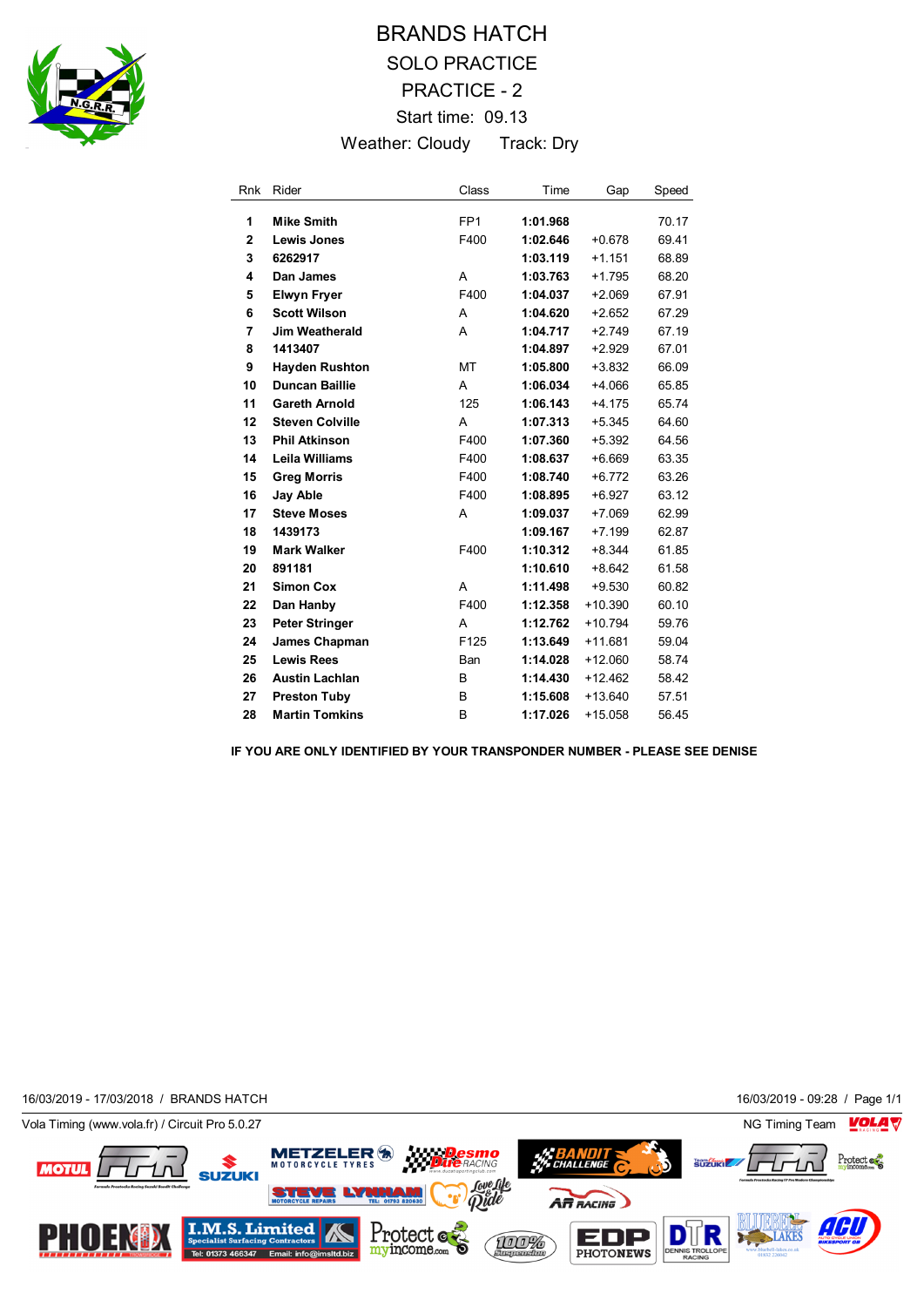# BRANDS HATCH

## SOLO PRACTICE

## PRACTICE - 2

Start time: 09.13

Weather: Cloudy Track: Dry

| Rnk | Rider | Class | Time | Gap | Speed |
|---|---|---|---|---|---|
| 1 | **Mike Smith** | FP1 | **1:01.968** | | 70.17 |
| 2 | **Lewis Jones** | F400 | **1:02.646** | +0.678 | 69.41 |
| 3 | **6262917** | | **1:03.119** | +1.151 | 68.89 |
| 4 | **Dan James** | A | **1:03.763** | +1.795 | 68.20 |
| 5 | **Elwyn Fryer** | F400 | **1:04.037** | +2.069 | 67.91 |
| 6 | **Scott Wilson** | A | **1:04.620** | +2.652 | 67.29 |
| 7 | **Jim Weatherald** | A | **1:04.717** | +2.749 | 67.19 |
| 8 | **1413407** | | **1:04.897** | +2.929 | 67.01 |
| 9 | **Hayden Rushton** | MT | **1:05.800** | +3.832 | 66.09 |
| 10 | **Duncan Baillie** | A | **1:06.034** | +4.066 | 65.85 |
| 11 | **Gareth Arnold** | 125 | **1:06.143** | +4.175 | 65.74 |
| 12 | **Steven Colville** | A | **1:07.313** | +5.345 | 64.60 |
| 13 | **Phil Atkinson** | F400 | **1:07.360** | +5.392 | 64.56 |
| 14 | **Leila Williams** | F400 | **1:08.637** | +6.669 | 63.35 |
| 15 | **Greg Morris** | F400 | **1:08.740** | +6.772 | 63.26 |
| 16 | **Jay Able** | F400 | **1:08.895** | +6.927 | 63.12 |
| 17 | **Steve Moses** | A | **1:09.037** | +7.069 | 62.99 |
| 18 | **1439173** | | **1:09.167** | +7.199 | 62.87 |
| 19 | **Mark Walker** | F400 | **1:10.312** | +8.344 | 61.85 |
| 20 | **891181** | | **1:10.610** | +8.642 | 61.58 |
| 21 | **Simon Cox** | A | **1:11.498** | +9.530 | 60.82 |
| 22 | **Dan Hanby** | F400 | **1:12.358** | +10.390 | 60.10 |
| 23 | **Peter Stringer** | A | **1:12.762** | +10.794 | 59.76 |
| 24 | **James Chapman** | F125 | **1:13.649** | +11.681 | 59.04 |
| 25 | **Lewis Rees** | Ban | **1:14.028** | +12.060 | 58.74 |
| 26 | **Austin Lachlan** | B | **1:14.430** | +12.462 | 58.42 |
| 27 | **Preston Tuby** | B | **1:15.608** | +13.640 | 57.51 |
| 28 | **Martin Tomkins** | B | **1:17.026** | +15.058 | 56.45 |

**IF YOU ARE ONLY IDENTIFIED BY YOUR TRANSPONDER NUMBER - PLEASE SEE DENISE**

16/03/2019 - 17/03/2018 / BRANDS HATCH 16/03/2019 - 09:28

Vola Timing (www.vola.fr) / Circuit Pro 5.0.27 NG Timing Team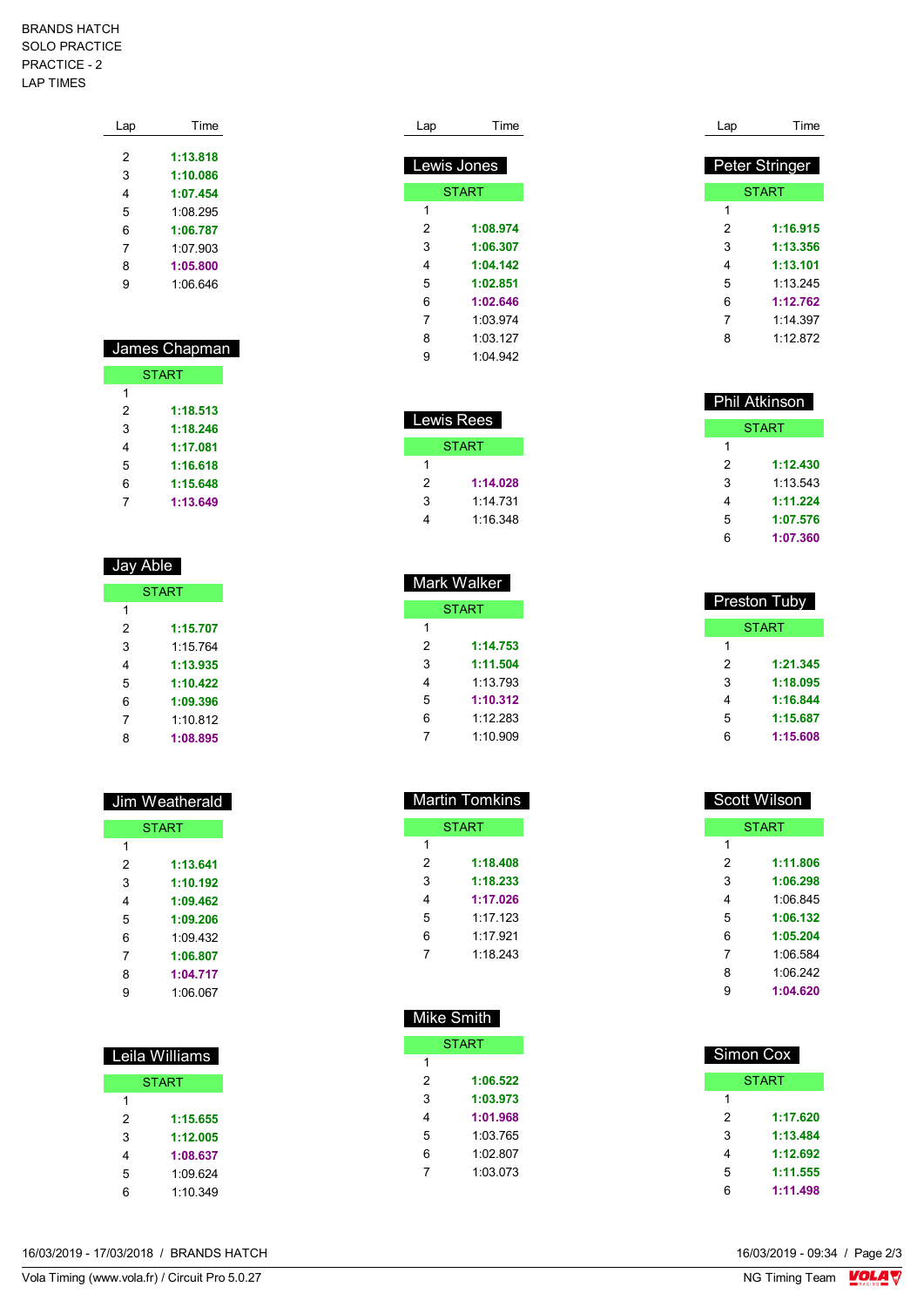BRANDS HATCH
SOLO PRACTICE
PRACTICE - 2
LAP TIMES

| Lap | Time |
|---|---|
| 2 | **1:13.818** |
| 3 | **1:10.086** |
| 4 | **1:07.454** |
| 5 | 1:08.295 |
| 6 | **1:06.787** |
| 7 | 1:07.903 |
| 8 | **1:05.800** |
| 9 | 1:06.646 |

## James Chapman

| Lap | Time |
|---|---|
| START | |
| 1 | |
| 2 | **1:18.513** |
| 3 | **1:18.246** |
| 4 | **1:17.081** |
| 5 | **1:16.618** |
| 6 | **1:15.648** |
| 7 | **1:13.649** |

## Jay Able

| Lap | Time |
|---|---|
| START | |
| 1 | |
| 2 | **1:15.707** |
| 3 | 1:15.764 |
| 4 | **1:13.935** |
| 5 | **1:10.422** |
| 6 | **1:09.396** |
| 7 | 1:10.812 |
| 8 | **1:08.895** |

## Jim Weatherald

| Lap | Time |
|---|---|
| START | |
| 1 | |
| 2 | **1:13.641** |
| 3 | **1:10.192** |
| 4 | **1:09.462** |
| 5 | **1:09.206** |
| 6 | 1:09.432 |
| 7 | **1:06.807** |
| 8 | **1:04.717** |
| 9 | 1:06.067 |

## Leila Williams

| Lap | Time |
|---|---|
| START | |
| 1 | |
| 2 | **1:15.655** |
| 3 | **1:12.005** |
| 4 | **1:08.637** |
| 5 | 1:09.624 |
| 6 | 1:10.349 |

## Lewis Jones

| Lap | Time |
|---|---|
| START | |
| 1 | |
| 2 | **1:08.974** |
| 3 | **1:06.307** |
| 4 | **1:04.142** |
| 5 | **1:02.851** |
| 6 | **1:02.646** |
| 7 | 1:03.974 |
| 8 | 1:03.127 |
| 9 | 1:04.942 |

## Lewis Rees

| Lap | Time |
|---|---|
| START | |
| 1 | |
| 2 | **1:14.028** |
| 3 | 1:14.731 |
| 4 | 1:16.348 |

## Mark Walker

| Lap | Time |
|---|---|
| START | |
| 1 | |
| 2 | **1:14.753** |
| 3 | **1:11.504** |
| 4 | 1:13.793 |
| 5 | **1:10.312** |
| 6 | 1:12.283 |
| 7 | 1:10.909 |

## Martin Tomkins

| Lap | Time |
|---|---|
| START | |
| 1 | |
| 2 | **1:18.408** |
| 3 | **1:18.233** |
| 4 | **1:17.026** |
| 5 | 1:17.123 |
| 6 | 1:17.921 |
| 7 | 1:18.243 |

## Mike Smith

| Lap | Time |
|---|---|
| START | |
| 1 | |
| 2 | **1:06.522** |
| 3 | **1:03.973** |
| 4 | **1:01.968** |
| 5 | 1:03.765 |
| 6 | 1:02.807 |
| 7 | 1:03.073 |

## Peter Stringer

| Lap | Time |
|---|---|
| START | |
| 1 | |
| 2 | **1:16.915** |
| 3 | **1:13.356** |
| 4 | **1:13.101** |
| 5 | 1:13.245 |
| 6 | **1:12.762** |
| 7 | 1:14.397 |
| 8 | 1:12.872 |

## Phil Atkinson

| Lap | Time |
|---|---|
| START | |
| 1 | |
| 2 | **1:12.430** |
| 3 | 1:13.543 |
| 4 | **1:11.224** |
| 5 | **1:07.576** |
| 6 | **1:07.360** |

## Preston Tuby

| Lap | Time |
|---|---|
| START | |
| 1 | |
| 2 | **1:21.345** |
| 3 | **1:18.095** |
| 4 | **1:16.844** |
| 5 | **1:15.687** |
| 6 | **1:15.608** |

## Scott Wilson

| Lap | Time |
|---|---|
| START | |
| 1 | |
| 2 | **1:11.806** |
| 3 | **1:06.298** |
| 4 | 1:06.845 |
| 5 | **1:06.132** |
| 6 | **1:05.204** |
| 7 | 1:06.584 |
| 8 | 1:06.242 |
| 9 | **1:04.620** |

## Simon Cox

| Lap | Time |
|---|---|
| START | |
| 1 | |
| 2 | **1:17.620** |
| 3 | **1:13.484** |
| 4 | **1:12.692** |
| 5 | **1:11.555** |
| 6 | **1:11.498** |

16/03/2019 - 17/03/2018 / BRANDS HATCH

16/03/2019 - 09:34

Vola Timing (www.vola.fr) / Circuit Pro 5.0.27

NG Timing Team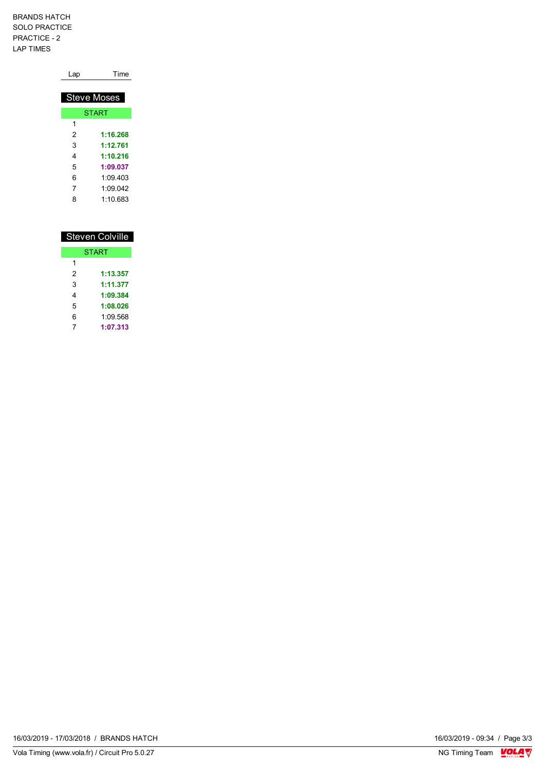BRANDS HATCH
SOLO PRACTICE
PRACTICE - 2
LAP TIMES

## Steve Moses

| Lap | Time |
|---|---|
| START | |
| 1 | |
| 2 | **1:16.268** |
| 3 | **1:12.761** |
| 4 | **1:10.216** |
| 5 | **1:09.037** |
| 6 | 1:09.403 |
| 7 | 1:09.042 |
| 8 | 1:10.683 |

## Steven Colville

| Lap | Time |
|---|---|
| START | |
| 1 | |
| 2 | **1:13.357** |
| 3 | **1:11.377** |
| 4 | **1:09.384** |
| 5 | **1:08.026** |
| 6 | 1:09.568 |
| 7 | **1:07.313** |